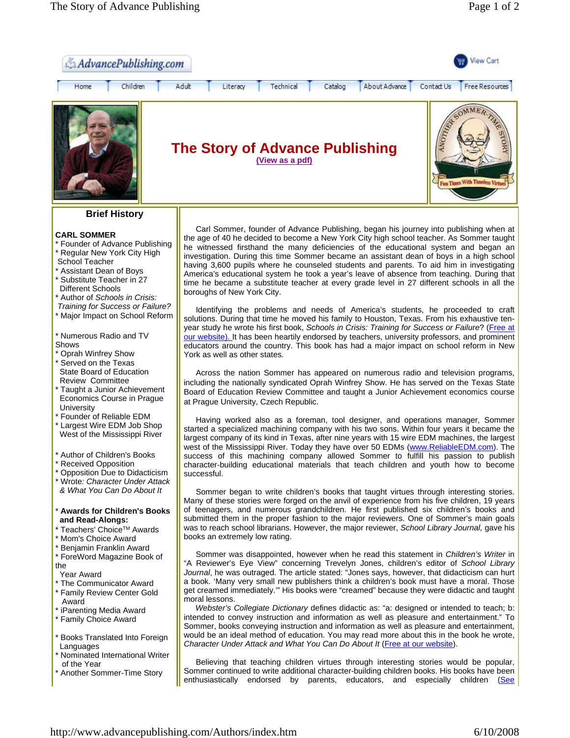AdvancePublishing.com

View Cart

Home | Children | Adult | Literacy | Technical | Catalog | About Advance | Contact Us | Free Resources

# The Story of Advance Publishing

(View as a pdf)

ANOTHER SOMMER-TIME STORY — Fun Times With Timeless Virtues

## Brief History

**CARL SOMMER**
* Founder of Advance Publishing
* Regular New York City High School Teacher
* Assistant Dean of Boys
* Substitute Teacher in 27 Different Schools
* Author of *Schools in Crisis: Training for Success or Failure?*
* Major Impact on School Reform

* Numerous Radio and TV Shows
* Oprah Winfrey Show
* Served on the Texas State Board of Education Review Committee
* Taught a Junior Achievement Economics Course in Prague University
* Founder of Reliable EDM
* Largest Wire EDM Job Shop West of the Mississippi River

* Author of Children's Books
* Received Opposition
* Opposition Due to Didacticism
* Wrote*: Character Under Attack & What You Can Do About It*

* **Awards for Children's Books and Read-Alongs:**
* Teachers' Choice™ Awards
* Mom's Choice Award
* Benjamin Franklin Award
* ForeWord Magazine Book of the Year Award
* The Communicator Award
* Family Review Center Gold Award
* iParenting Media Award
* Family Choice Award

* Books Translated Into Foreign Languages
* Nominated International Writer of the Year
* Another Sommer-Time Story

Carl Sommer, founder of Advance Publishing, began his journey into publishing when at the age of 40 he decided to become a New York City high school teacher. As Sommer taught he witnessed firsthand the many deficiencies of the educational system and began an investigation. During this time Sommer became an assistant dean of boys in a high school having 3,600 pupils where he counseled students and parents. To aid him in investigating America's educational system he took a year's leave of absence from teaching. During that time he became a substitute teacher at every grade level in 27 different schools in all the boroughs of New York City.

Identifying the problems and needs of America's students, he proceeded to craft solutions. During that time he moved his family to Houston, Texas. From his exhaustive ten-year study he wrote his first book, *Schools in Crisis: Training for Success or Failure?* (Free at our website). It has been heartily endorsed by teachers, university professors, and prominent educators around the country. This book has had a major impact on school reform in New York as well as other states.

Across the nation Sommer has appeared on numerous radio and television programs, including the nationally syndicated Oprah Winfrey Show. He has served on the Texas State Board of Education Review Committee and taught a Junior Achievement economics course at Prague University, Czech Republic.

Having worked also as a foreman, tool designer, and operations manager, Sommer started a specialized machining company with his two sons. Within four years it became the largest company of its kind in Texas, after nine years with 15 wire EDM machines, the largest west of the Mississippi River. Today they have over 50 EDMs (www.ReliableEDM.com). The success of this machining company allowed Sommer to fulfill his passion to publish character-building educational materials that teach children and youth how to become successful.

Sommer began to write children's books that taught virtues through interesting stories. Many of these stories were forged on the anvil of experience from his five children, 19 years of teenagers, and numerous grandchildren. He first published six children's books and submitted them in the proper fashion to the major reviewers. One of Sommer's main goals was to reach school librarians. However, the major reviewer, *School Library Journal,* gave his books an extremely low rating.

Sommer was disappointed, however when he read this statement in *Children's Writer* in "A Reviewer's Eye View" concerning Trevelyn Jones, children's editor of *School Library Journal*, he was outraged. The article stated: "Jones says, however, that didacticism can hurt a book. 'Many very small new publishers think a children's book must have a moral. Those get creamed immediately.'" His books were "creamed" because they were didactic and taught moral lessons.

*Webster's Collegiate Dictionary* defines didactic as: "a: designed or intended to teach; b: intended to convey instruction and information as well as pleasure and entertainment." To Sommer, books conveying instruction and information as well as pleasure and entertainment, would be an ideal method of education. You may read more about this in the book he wrote, *Character Under Attack and What You Can Do About It* (Free at our website).

Believing that teaching children virtues through interesting stories would be popular, Sommer continued to write additional character-building children books. His books have been enthusiastically endorsed by parents, educators, and especially children (See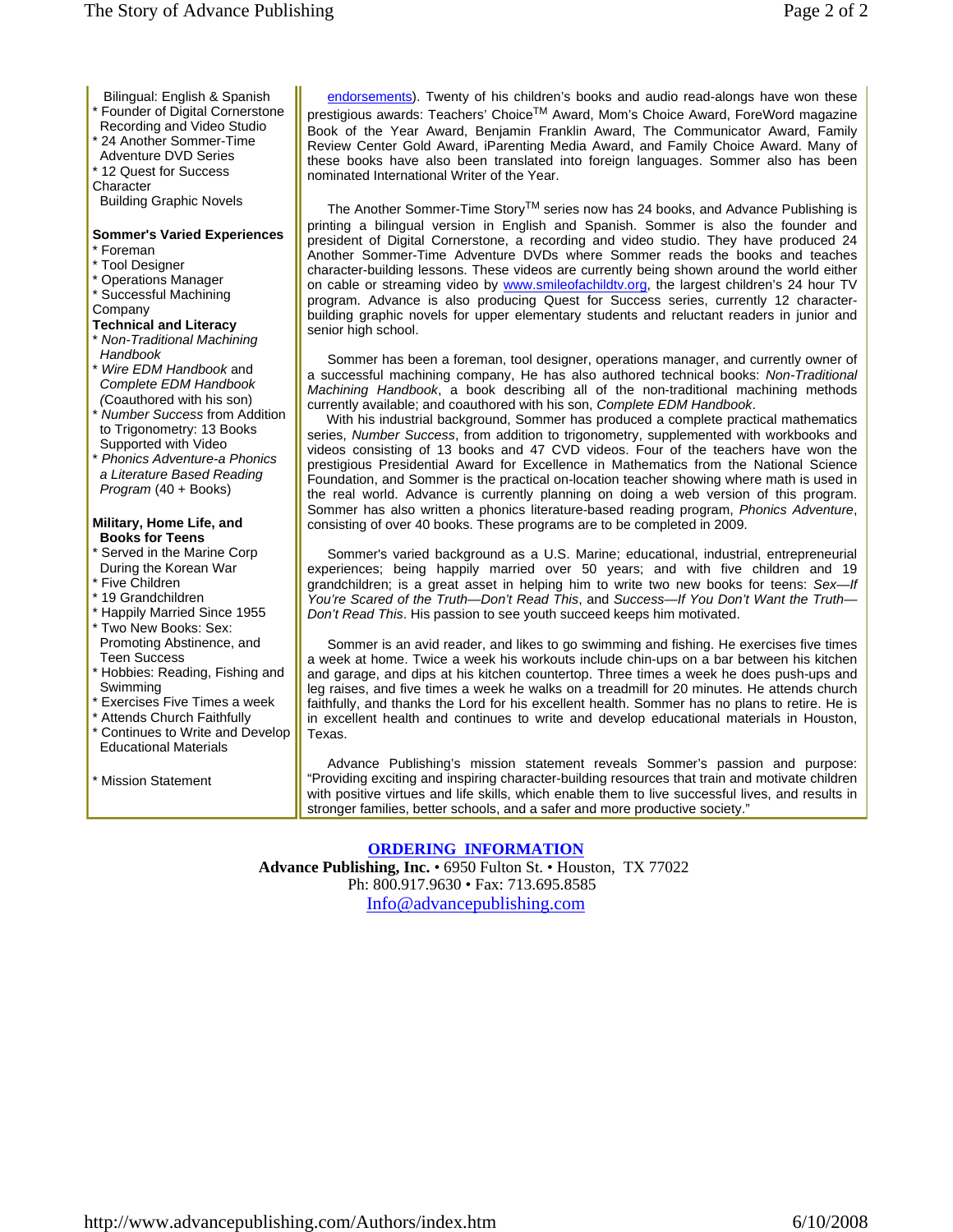Bilingual: English & Spanish

- Founder of Digital Cornerstone Recording and Video Studio
- 24 Another Sommer-Time Adventure DVD Series
- 12 Quest for Success Character Building Graphic Novels

**Sommer's Varied Experiences**

- Foreman
- Tool Designer
- Operations Manager
- Successful Machining Company

**Technical and Literacy**

- *Non-Traditional Machining Handbook*
- *Wire EDM Handbook* and *Complete EDM Handbook* (Coauthored with his son)
- *Number Success* from Addition to Trigonometry: 13 Books Supported with Video
- *Phonics Adventure-a Phonics a Literature Based Reading Program* (40 + Books)

**Military, Home Life, and Books for Teens**

- Served in the Marine Corp During the Korean War
- Five Children
- 19 Grandchildren
- Happily Married Since 1955
- Two New Books: Sex: Promoting Abstinence, and Teen Success
- Hobbies: Reading, Fishing and Swimming
- Exercises Five Times a week
- Attends Church Faithfully
- Continues to Write and Develop Educational Materials

- Mission Statement

endorsements). Twenty of his children's books and audio read-alongs have won these prestigious awards: Teachers' Choice™ Award, Mom's Choice Award, ForeWord magazine Book of the Year Award, Benjamin Franklin Award, The Communicator Award, Family Review Center Gold Award, iParenting Media Award, and Family Choice Award. Many of these books have also been translated into foreign languages. Sommer also has been nominated International Writer of the Year.

The Another Sommer-Time Story™ series now has 24 books, and Advance Publishing is printing a bilingual version in English and Spanish. Sommer is also the founder and president of Digital Cornerstone, a recording and video studio. They have produced 24 Another Sommer-Time Adventure DVDs where Sommer reads the books and teaches character-building lessons. These videos are currently being shown around the world either on cable or streaming video by www.smileofachildtv.org, the largest children's 24 hour TV program. Advance is also producing Quest for Success series, currently 12 character-building graphic novels for upper elementary students and reluctant readers in junior and senior high school.

Sommer has been a foreman, tool designer, operations manager, and currently owner of a successful machining company, He has also authored technical books: *Non-Traditional Machining Handbook*, a book describing all of the non-traditional machining methods currently available; and coauthored with his son, *Complete EDM Handbook*.

With his industrial background, Sommer has produced a complete practical mathematics series, *Number Success*, from addition to trigonometry, supplemented with workbooks and videos consisting of 13 books and 47 CVD videos. Four of the teachers have won the prestigious Presidential Award for Excellence in Mathematics from the National Science Foundation, and Sommer is the practical on-location teacher showing where math is used in the real world. Advance is currently planning on doing a web version of this program. Sommer has also written a phonics literature-based reading program, *Phonics Adventure*, consisting of over 40 books. These programs are to be completed in 2009.

Sommer's varied background as a U.S. Marine; educational, industrial, entrepreneurial experiences; being happily married over 50 years; and with five children and 19 grandchildren; is a great asset in helping him to write two new books for teens: *Sex—If You're Scared of the Truth—Don't Read This*, and *Success—If You Don't Want the Truth—Don't Read This*. His passion to see youth succeed keeps him motivated.

Sommer is an avid reader, and likes to go swimming and fishing. He exercises five times a week at home. Twice a week his workouts include chin-ups on a bar between his kitchen and garage, and dips at his kitchen countertop. Three times a week he does push-ups and leg raises, and five times a week he walks on a treadmill for 20 minutes. He attends church faithfully, and thanks the Lord for his excellent health. Sommer has no plans to retire. He is in excellent health and continues to write and develop educational materials in Houston, Texas.

Advance Publishing's mission statement reveals Sommer's passion and purpose: "Providing exciting and inspiring character-building resources that train and motivate children with positive virtues and life skills, which enable them to live successful lives, and results in stronger families, better schools, and a safer and more productive society."

**ORDERING INFORMATION**

**Advance Publishing, Inc.** • 6950 Fulton St. • Houston, TX 77022
Ph: 800.917.9630 • Fax: 713.695.8585
Info@advancepublishing.com